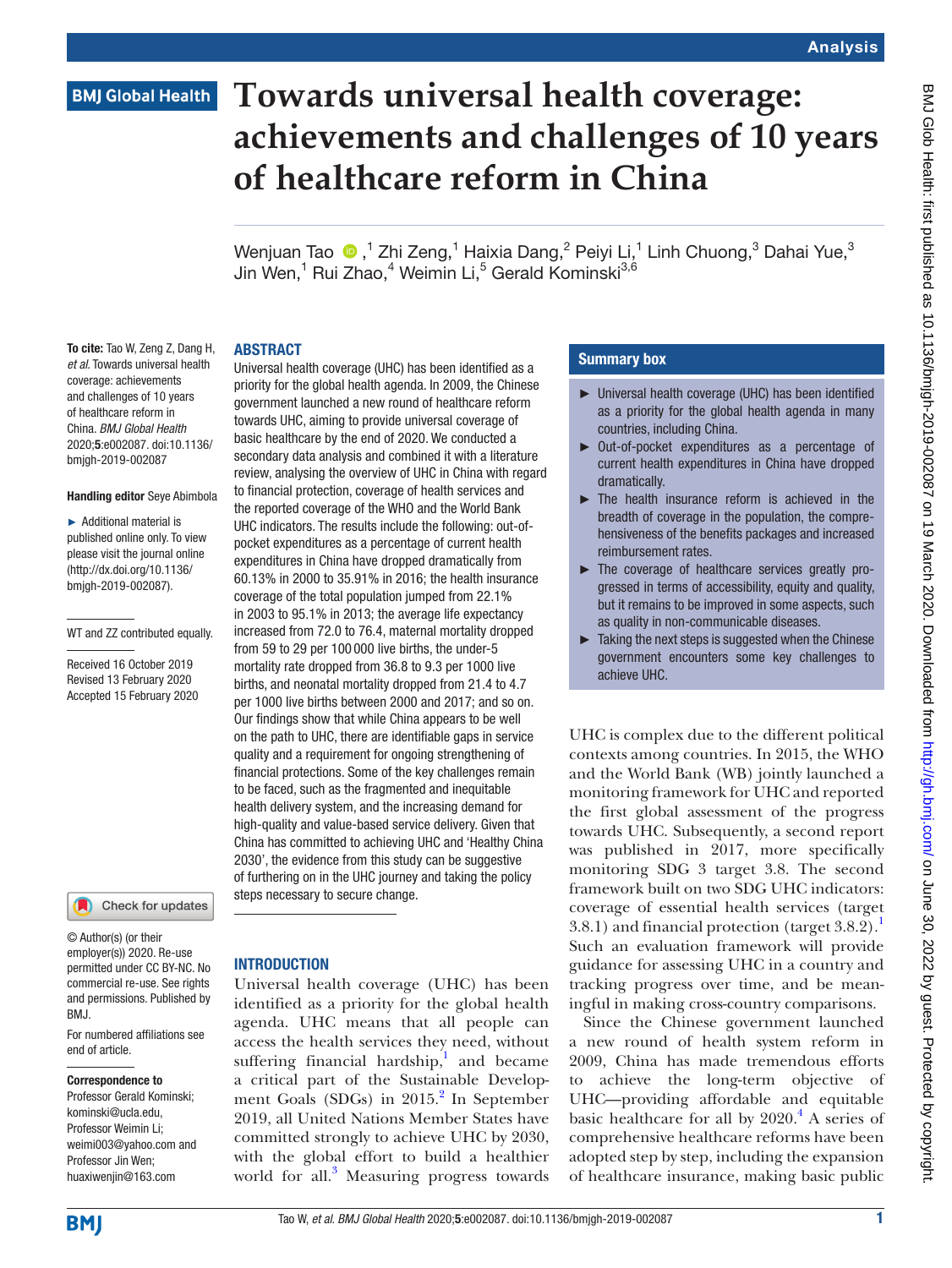Analysis

BMJ Global Health

# Towards universal health coverage: achievements and challenges of 10 years of healthcare reform in China

Wenjuan Tao,[1] Zhi Zeng,[1] Haixia Dang,[2] Peiyi Li,[1] Linh Chuong,[3] Dahai Yue,[3] Jin Wen,[1] Rui Zhao,[4] Weimin Li,[5] Gerald Kominski[3,6]

**To cite:** Tao W, Zeng Z, Dang H, *et al*. Towards universal health coverage: achievements and challenges of 10 years of healthcare reform in China. *BMJ Global Health* 2020;**5**:e002087. doi:10.1136/bmjgh-2019-002087

**Handling editor** Seye Abimbola

► Additional material is published online only. To view please visit the journal online (http://dx.doi.org/10.1136/bmjgh-2019-002087).

WT and ZZ contributed equally.

Received 16 October 2019
Revised 13 February 2020
Accepted 15 February 2020

© Author(s) (or their employer(s)) 2020. Re-use permitted under CC BY-NC. No commercial re-use. See rights and permissions. Published by BMJ.

For numbered affiliations see end of article.

**Correspondence to**
Professor Gerald Kominski; kominski@ucla.edu,
Professor Weimin Li; weimi003@yahoo.com and
Professor Jin Wen; huaxiwenjin@163.com

## ABSTRACT

Universal health coverage (UHC) has been identified as a priority for the global health agenda. In 2009, the Chinese government launched a new round of healthcare reform towards UHC, aiming to provide universal coverage of basic healthcare by the end of 2020. We conducted a secondary data analysis and combined it with a literature review, analysing the overview of UHC in China with regard to financial protection, coverage of health services and the reported coverage of the WHO and the World Bank UHC indicators. The results include the following: out-of-pocket expenditures as a percentage of current health expenditures in China have dropped dramatically from 60.13% in 2000 to 35.91% in 2016; the health insurance coverage of the total population jumped from 22.1% in 2003 to 95.1% in 2013; the average life expectancy increased from 72.0 to 76.4, maternal mortality dropped from 59 to 29 per 100 000 live births, the under-5 mortality rate dropped from 36.8 to 9.3 per 1000 live births, and neonatal mortality dropped from 21.4 to 4.7 per 1000 live births between 2000 and 2017; and so on. Our findings show that while China appears to be well on the path to UHC, there are identifiable gaps in service quality and a requirement for ongoing strengthening of financial protections. Some of the key challenges remain to be faced, such as the fragmented and inequitable health delivery system, and the increasing demand for high-quality and value-based service delivery. Given that China has committed to achieving UHC and 'Healthy China 2030', the evidence from this study can be suggestive of furthering on in the UHC journey and taking the policy steps necessary to secure change.

### Summary box

- Universal health coverage (UHC) has been identified as a priority for the global health agenda in many countries, including China.
- Out-of-pocket expenditures as a percentage of current health expenditures in China have dropped dramatically.
- The health insurance reform is achieved in the breadth of coverage in the population, the comprehensiveness of the benefits packages and increased reimbursement rates.
- The coverage of healthcare services greatly progressed in terms of accessibility, equity and quality, but it remains to be improved in some aspects, such as quality in non-communicable diseases.
- Taking the next steps is suggested when the Chinese government encounters some key challenges to achieve UHC.

## INTRODUCTION

Universal health coverage (UHC) has been identified as a priority for the global health agenda. UHC means that all people can access the health services they need, without suffering financial hardship,[1] and became a critical part of the Sustainable Development Goals (SDGs) in 2015.[2] In September 2019, all United Nations Member States have committed strongly to achieve UHC by 2030, with the global effort to build a healthier world for all.[3] Measuring progress towards UHC is complex due to the different political contexts among countries. In 2015, the WHO and the World Bank (WB) jointly launched a monitoring framework for UHC and reported the first global assessment of the progress towards UHC. Subsequently, a second report was published in 2017, more specifically monitoring SDG 3 target 3.8. The second framework built on two SDG UHC indicators: coverage of essential health services (target 3.8.1) and financial protection (target 3.8.2).[1] Such an evaluation framework will provide guidance for assessing UHC in a country and tracking progress over time, and be meaningful in making cross-country comparisons.

Since the Chinese government launched a new round of health system reform in 2009, China has made tremendous efforts to achieve the long-term objective of UHC—providing affordable and equitable basic healthcare for all by 2020.[4] A series of comprehensive healthcare reforms have been adopted step by step, including the expansion of healthcare insurance, making basic public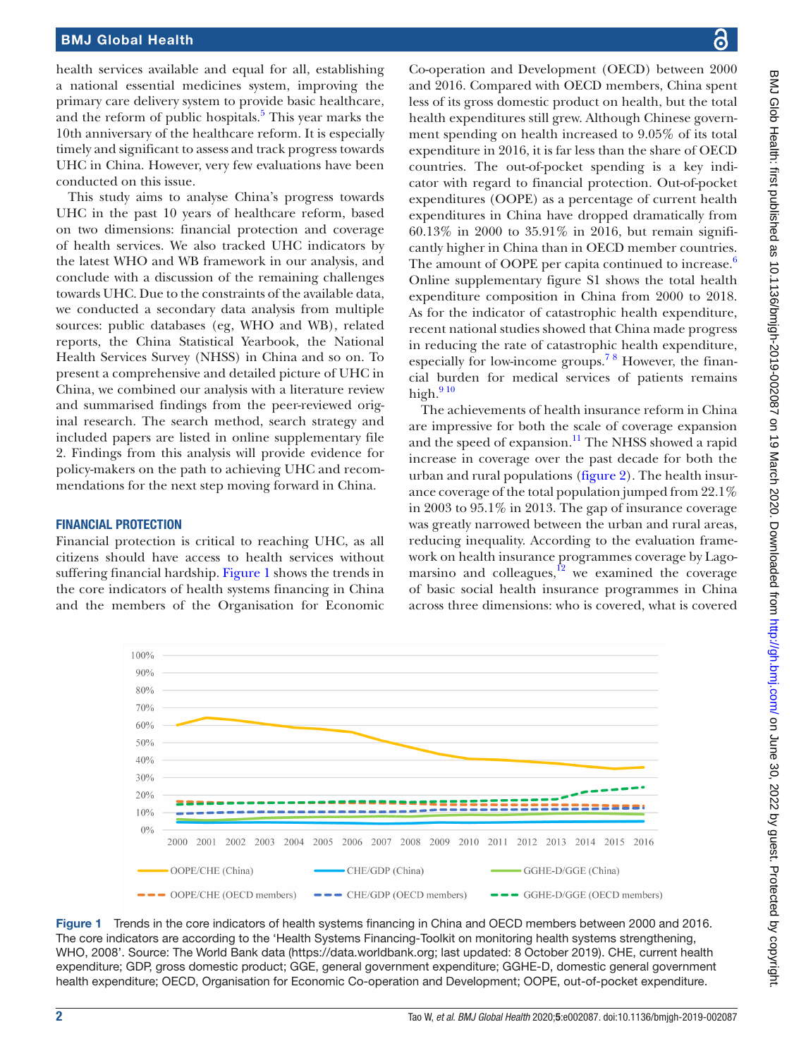health services available and equal for all, establishing a national essential medicines system, improving the primary care delivery system to provide basic healthcare, and the reform of public hospitals.[5] This year marks the 10th anniversary of the healthcare reform. It is especially timely and significant to assess and track progress towards UHC in China. However, very few evaluations have been conducted on this issue.

This study aims to analyse China's progress towards UHC in the past 10 years of healthcare reform, based on two dimensions: financial protection and coverage of health services. We also tracked UHC indicators by the latest WHO and WB framework in our analysis, and conclude with a discussion of the remaining challenges towards UHC. Due to the constraints of the available data, we conducted a secondary data analysis from multiple sources: public databases (eg, WHO and WB), related reports, the China Statistical Yearbook, the National Health Services Survey (NHSS) in China and so on. To present a comprehensive and detailed picture of UHC in China, we combined our analysis with a literature review and summarised findings from the peer-reviewed original research. The search method, search strategy and included papers are listed in online supplementary file 2. Findings from this analysis will provide evidence for policy-makers on the path to achieving UHC and recommendations for the next step moving forward in China.

## FINANCIAL PROTECTION

Financial protection is critical to reaching UHC, as all citizens should have access to health services without suffering financial hardship. Figure 1 shows the trends in the core indicators of health systems financing in China and the members of the Organisation for Economic Co-operation and Development (OECD) between 2000 and 2016. Compared with OECD members, China spent less of its gross domestic product on health, but the total health expenditures still grew. Although Chinese government spending on health increased to 9.05% of its total expenditure in 2016, it is far less than the share of OECD countries. The out-of-pocket spending is a key indicator with regard to financial protection. Out-of-pocket expenditures (OOPE) as a percentage of current health expenditures in China have dropped dramatically from 60.13% in 2000 to 35.91% in 2016, but remain significantly higher in China than in OECD member countries. The amount of OOPE per capita continued to increase.[6] Online supplementary figure S1 shows the total health expenditure composition in China from 2000 to 2018. As for the indicator of catastrophic health expenditure, recent national studies showed that China made progress in reducing the rate of catastrophic health expenditure, especially for low-income groups.[7,8] However, the financial burden for medical services of patients remains high.[9,10]

The achievements of health insurance reform in China are impressive for both the scale of coverage expansion and the speed of expansion.[11] The NHSS showed a rapid increase in coverage over the past decade for both the urban and rural populations (figure 2). The health insurance coverage of the total population jumped from 22.1% in 2003 to 95.1% in 2013. The gap of insurance coverage was greatly narrowed between the urban and rural areas, reducing inequality. According to the evaluation framework on health insurance programmes coverage by Lagomarsino and colleagues,[12] we examined the coverage of basic social health insurance programmes in China across three dimensions: who is covered, what is covered

**Figure 1** Trends in the core indicators of health systems financing in China and OECD members between 2000 and 2016. The core indicators are according to the 'Health Systems Financing-Toolkit on monitoring health systems strengthening, WHO, 2008'. Source: The World Bank data (https://data.worldbank.org; last updated: 8 October 2019). CHE, current health expenditure; GDP, gross domestic product; GGE, general government expenditure; GGHE-D, domestic general government health expenditure; OECD, Organisation for Economic Co-operation and Development; OOPE, out-of-pocket expenditure.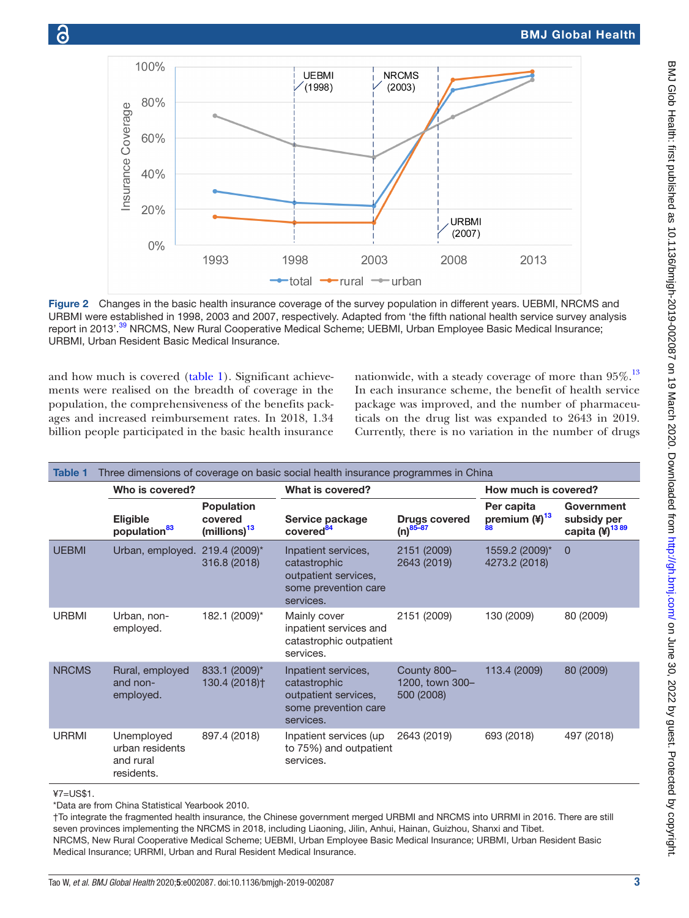Figure 2 Changes in the basic health insurance coverage of the survey population in different years. UEBMI, NRCMS and URBMI were established in 1998, 2003 and 2007, respectively. Adapted from 'the fifth national health service survey analysis report in 2013'.[39] NRCMS, New Rural Cooperative Medical Scheme; UEBMI, Urban Employee Basic Medical Insurance; URBMI, Urban Resident Basic Medical Insurance.

and how much is covered (table 1). Significant achievements were realised on the breadth of coverage in the population, the comprehensiveness of the benefits packages and increased reimbursement rates. In 2018, 1.34 billion people participated in the basic health insurance nationwide, with a steady coverage of more than 95%.[13] In each insurance scheme, the benefit of health service package was improved, and the number of pharmaceuticals on the drug list was expanded to 2643 in 2019. Currently, there is no variation in the number of drugs

**Table 1** Three dimensions of coverage on basic social health insurance programmes in China

| | Who is covered? | | What is covered? | | How much is covered? | |
|---|---|---|---|---|---|---|
| | Eligible population[83] | Population covered (millions)[13] | Service package covered[84] | Drugs covered (n)[85–87] | Per capita premium (¥)[13 88] | Government subsidy per capita (¥)[13 89] |
| UEBMI | Urban, employed. | 219.4 (2009)* 316.8 (2018) | Inpatient services, catastrophic outpatient services, some prevention care services. | 2151 (2009) 2643 (2019) | 1559.2 (2009)* 4273.2 (2018) | 0 |
| URBMI | Urban, non-employed. | 182.1 (2009)* | Mainly cover inpatient services and catastrophic outpatient services. | 2151 (2009) | 130 (2009) | 80 (2009) |
| NRCMS | Rural, employed and non-employed. | 833.1 (2009)* 130.4 (2018)† | Inpatient services, catastrophic outpatient services, some prevention care services. | County 800–1200, town 300–500 (2008) | 113.4 (2009) | 80 (2009) |
| URRMI | Unemployed urban residents and rural residents. | 897.4 (2018) | Inpatient services (up to 75%) and outpatient services. | 2643 (2019) | 693 (2018) | 497 (2018) |

¥7=US$1.

*Data are from China Statistical Yearbook 2010.

†To integrate the fragmented health insurance, the Chinese government merged URBMI and NRCMS into URRMI in 2016. There are still seven provinces implementing the NRCMS in 2018, including Liaoning, Jilin, Anhui, Hainan, Guizhou, Shanxi and Tibet.

NRCMS, New Rural Cooperative Medical Scheme; UEBMI, Urban Employee Basic Medical Insurance; URBMI, Urban Resident Basic Medical Insurance; URRMI, Urban and Rural Resident Medical Insurance.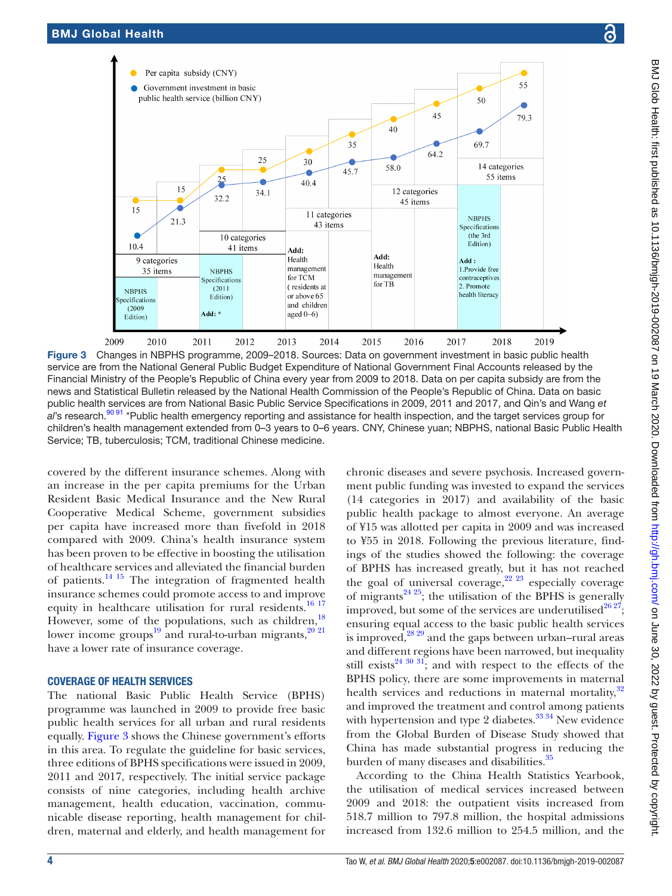Figure 3 Changes in NBPHS programme, 2009–2018. Sources: Data on government investment in basic public health service are from the National General Public Budget Expenditure of National Government Final Accounts released by the Financial Ministry of the People's Republic of China every year from 2009 to 2018. Data on per capita subsidy are from the news and Statistical Bulletin released by the National Health Commission of the People's Republic of China. Data on basic public health services are from National Basic Public Service Specifications in 2009, 2011 and 2017, and Qin's and Wang *et al*'s research.[90 91] *Public health emergency reporting and assistance for health inspection, and the target services group for children's health management extended from 0–3 years to 0–6 years. CNY, Chinese yuan; NBPHS, national Basic Public Health Service; TB, tuberculosis; TCM, traditional Chinese medicine.

covered by the different insurance schemes. Along with an increase in the per capita premiums for the Urban Resident Basic Medical Insurance and the New Rural Cooperative Medical Scheme, government subsidies per capita have increased more than fivefold in 2018 compared with 2009. China's health insurance system has been proven to be effective in boosting the utilisation of healthcare services and alleviated the financial burden of patients.[14 15] The integration of fragmented health insurance schemes could promote access to and improve equity in healthcare utilisation for rural residents.[16 17] However, some of the populations, such as children,[18] lower income groups[19] and rural-to-urban migrants,[20 21] have a lower rate of insurance coverage.

## COVERAGE OF HEALTH SERVICES

The national Basic Public Health Service (BPHS) programme was launched in 2009 to provide free basic public health services for all urban and rural residents equally. Figure 3 shows the Chinese government's efforts in this area. To regulate the guideline for basic services, three editions of BPHS specifications were issued in 2009, 2011 and 2017, respectively. The initial service package consists of nine categories, including health archive management, health education, vaccination, communicable disease reporting, health management for children, maternal and elderly, and health management for chronic diseases and severe psychosis. Increased government public funding was invested to expand the services (14 categories in 2017) and availability of the basic public health package to almost everyone. An average of ¥15 was allotted per capita in 2009 and was increased to ¥55 in 2018. Following the previous literature, findings of the studies showed the following: the coverage of BPHS has increased greatly, but it has not reached the goal of universal coverage,[22 23] especially coverage of migrants[24 25]; the utilisation of the BPHS is generally improved, but some of the services are underutilised[26 27]; ensuring equal access to the basic public health services is improved,[28 29] and the gaps between urban–rural areas and different regions have been narrowed, but inequality still exists[24 30 31]; and with respect to the effects of the BPHS policy, there are some improvements in maternal health services and reductions in maternal mortality,[32] and improved the treatment and control among patients with hypertension and type 2 diabetes.[33 34] New evidence from the Global Burden of Disease Study showed that China has made substantial progress in reducing the burden of many diseases and disabilities.[35]

According to the China Health Statistics Yearbook, the utilisation of medical services increased between 2009 and 2018: the outpatient visits increased from 518.7 million to 797.8 million, the hospital admissions increased from 132.6 million to 254.5 million, and the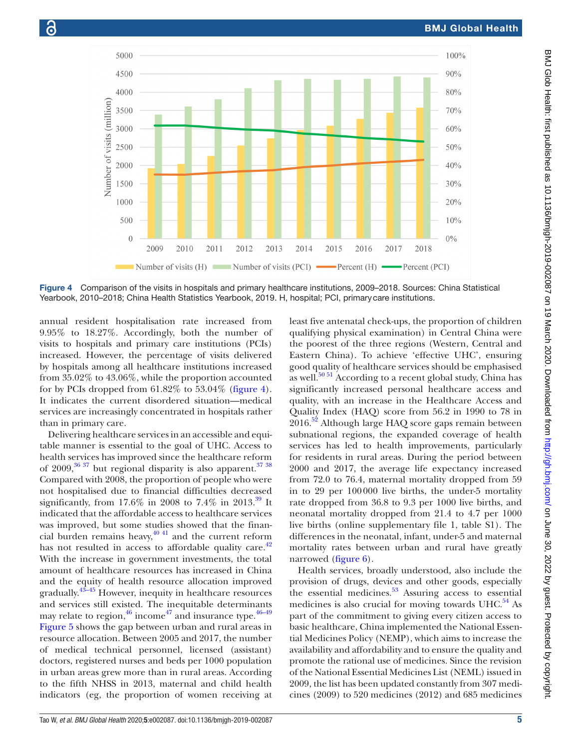Figure 4 Comparison of the visits in hospitals and primary healthcare institutions, 2009–2018. Sources: China Statistical Yearbook, 2010–2018; China Health Statistics Yearbook, 2019. H, hospital; PCI, primary care institutions.

annual resident hospitalisation rate increased from 9.95% to 18.27%. Accordingly, both the number of visits to hospitals and primary care institutions (PCIs) increased. However, the percentage of visits delivered by hospitals among all healthcare institutions increased from 35.02% to 43.06%, while the proportion accounted for by PCIs dropped from 61.82% to 53.04% (figure 4). It indicates the current disordered situation—medical services are increasingly concentrated in hospitals rather than in primary care.

Delivering healthcare services in an accessible and equitable manner is essential to the goal of UHC. Access to health services has improved since the healthcare reform of 2009,[36 37] but regional disparity is also apparent.[37 38] Compared with 2008, the proportion of people who were not hospitalised due to financial difficulties decreased significantly, from 17.6% in 2008 to 7.4% in 2013.[39] It indicated that the affordable access to healthcare services was improved, but some studies showed that the financial burden remains heavy,[40 41] and the current reform has not resulted in access to affordable quality care.[42] With the increase in government investments, the total amount of healthcare resources has increased in China and the equity of health resource allocation improved gradually.[43–45] However, inequity in healthcare resources and services still existed. The inequitable determinants may relate to region,[46] income[47] and insurance type.[46–49] Figure 5 shows the gap between urban and rural areas in resource allocation. Between 2005 and 2017, the number of medical technical personnel, licensed (assistant) doctors, registered nurses and beds per 1000 population in urban areas grew more than in rural areas. According to the fifth NHSS in 2013, maternal and child health indicators (eg, the proportion of women receiving at least five antenatal check-ups, the proportion of children qualifying physical examination) in Central China were the poorest of the three regions (Western, Central and Eastern China). To achieve 'effective UHC', ensuring good quality of healthcare services should be emphasised as well.[50 51] According to a recent global study, China has significantly increased personal healthcare access and quality, with an increase in the Healthcare Access and Quality Index (HAQ) score from 56.2 in 1990 to 78 in 2016.[52] Although large HAQ score gaps remain between subnational regions, the expanded coverage of health services has led to health improvements, particularly for residents in rural areas. During the period between 2000 and 2017, the average life expectancy increased from 72.0 to 76.4, maternal mortality dropped from 59 in to 29 per 100 000 live births, the under-5 mortality rate dropped from 36.8 to 9.3 per 1000 live births, and neonatal mortality dropped from 21.4 to 4.7 per 1000 live births (online supplementary file 1, table S1). The differences in the neonatal, infant, under-5 and maternal mortality rates between urban and rural have greatly narrowed (figure 6).

Health services, broadly understood, also include the provision of drugs, devices and other goods, especially the essential medicines.[53] Assuring access to essential medicines is also crucial for moving towards UHC.[54] As part of the commitment to giving every citizen access to basic healthcare, China implemented the National Essential Medicines Policy (NEMP), which aims to increase the availability and affordability and to ensure the quality and promote the rational use of medicines. Since the revision of the National Essential Medicines List (NEML) issued in 2009, the list has been updated constantly from 307 medicines (2009) to 520 medicines (2012) and 685 medicines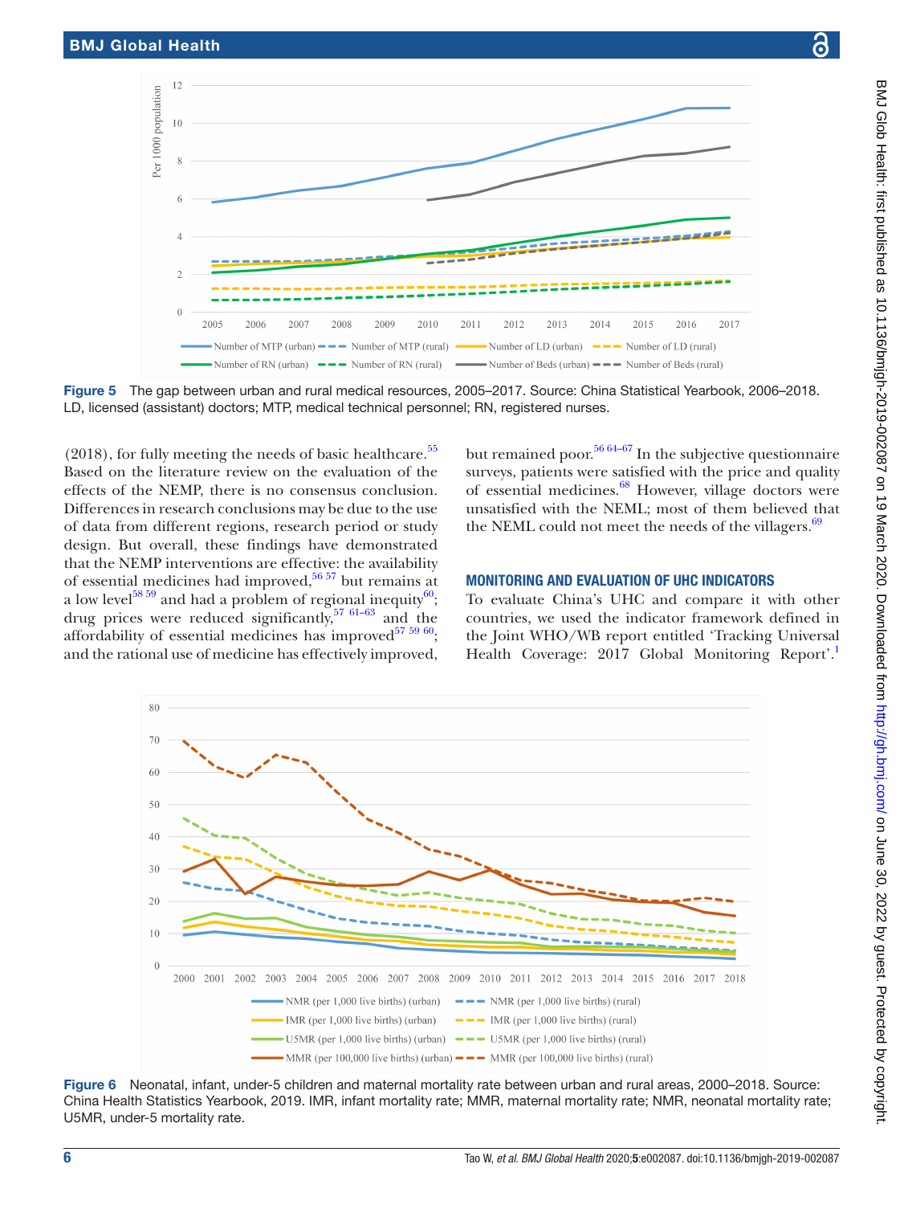Figure 5 The gap between urban and rural medical resources, 2005–2017. Source: China Statistical Yearbook, 2006–2018. LD, licensed (assistant) doctors; MTP, medical technical personnel; RN, registered nurses.

(2018), for fully meeting the needs of basic healthcare.[55] Based on the literature review on the evaluation of the effects of the NEMP, there is no consensus conclusion. Differences in research conclusions may be due to the use of data from different regions, research period or study design. But overall, these findings have demonstrated that the NEMP interventions are effective: the availability of essential medicines had improved,[56 57] but remains at a low level[58 59] and had a problem of regional inequity[60]; drug prices were reduced significantly,[57 61–63] and the affordability of essential medicines has improved[57 59 60]; and the rational use of medicine has effectively improved, but remained poor.[56 64–67] In the subjective questionnaire surveys, patients were satisfied with the price and quality of essential medicines.[68] However, village doctors were unsatisfied with the NEML; most of them believed that the NEML could not meet the needs of the villagers.[69]

## MONITORING AND EVALUATION OF UHC INDICATORS

To evaluate China's UHC and compare it with other countries, we used the indicator framework defined in the Joint WHO/WB report entitled 'Tracking Universal Health Coverage: 2017 Global Monitoring Report'.[1]

Figure 6 Neonatal, infant, under-5 children and maternal mortality rate between urban and rural areas, 2000–2018. Source: China Health Statistics Yearbook, 2019. IMR, infant mortality rate; MMR, maternal mortality rate; NMR, neonatal mortality rate; U5MR, under-5 mortality rate.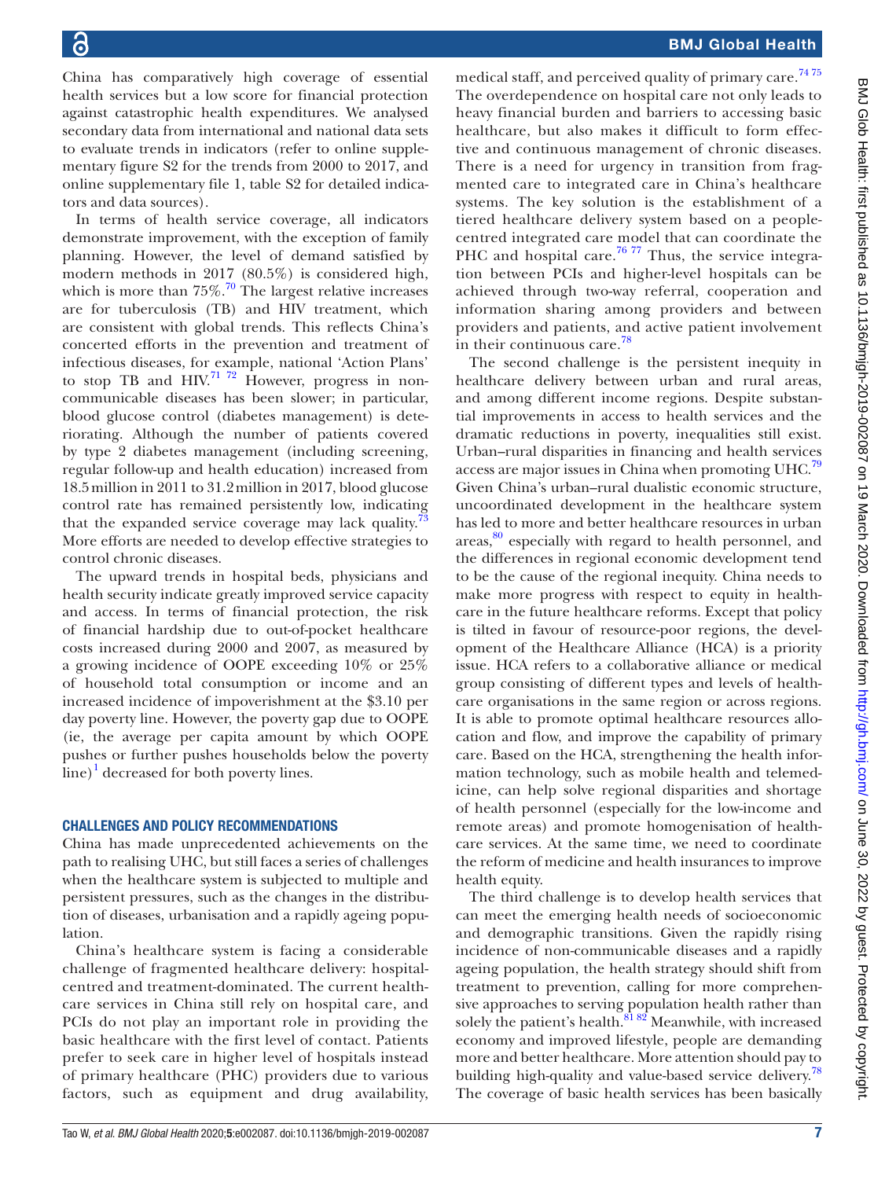China has comparatively high coverage of essential health services but a low score for financial protection against catastrophic health expenditures. We analysed secondary data from international and national data sets to evaluate trends in indicators (refer to online supplementary figure S2 for the trends from 2000 to 2017, and online supplementary file 1, table S2 for detailed indicators and data sources).

In terms of health service coverage, all indicators demonstrate improvement, with the exception of family planning. However, the level of demand satisfied by modern methods in 2017 (80.5%) is considered high, which is more than 75%.[70] The largest relative increases are for tuberculosis (TB) and HIV treatment, which are consistent with global trends. This reflects China's concerted efforts in the prevention and treatment of infectious diseases, for example, national 'Action Plans' to stop TB and HIV.[71 72] However, progress in non-communicable diseases has been slower; in particular, blood glucose control (diabetes management) is deteriorating. Although the number of patients covered by type 2 diabetes management (including screening, regular follow-up and health education) increased from 18.5 million in 2011 to 31.2 million in 2017, blood glucose control rate has remained persistently low, indicating that the expanded service coverage may lack quality.[73] More efforts are needed to develop effective strategies to control chronic diseases.

The upward trends in hospital beds, physicians and health security indicate greatly improved service capacity and access. In terms of financial protection, the risk of financial hardship due to out-of-pocket healthcare costs increased during 2000 and 2007, as measured by a growing incidence of OOPE exceeding 10% or 25% of household total consumption or income and an increased incidence of impoverishment at the $3.10 per day poverty line. However, the poverty gap due to OOPE (ie, the average per capita amount by which OOPE pushes or further pushes households below the poverty line)[1] decreased for both poverty lines.

## CHALLENGES AND POLICY RECOMMENDATIONS

China has made unprecedented achievements on the path to realising UHC, but still faces a series of challenges when the healthcare system is subjected to multiple and persistent pressures, such as the changes in the distribution of diseases, urbanisation and a rapidly ageing population.

China's healthcare system is facing a considerable challenge of fragmented healthcare delivery: hospital-centred and treatment-dominated. The current healthcare services in China still rely on hospital care, and PCIs do not play an important role in providing the basic healthcare with the first level of contact. Patients prefer to seek care in higher level of hospitals instead of primary healthcare (PHC) providers due to various factors, such as equipment and drug availability, medical staff, and perceived quality of primary care.[74 75] The overdependence on hospital care not only leads to heavy financial burden and barriers to accessing basic healthcare, but also makes it difficult to form effective and continuous management of chronic diseases. There is a need for urgency in transition from fragmented care to integrated care in China's healthcare systems. The key solution is the establishment of a tiered healthcare delivery system based on a people-centred integrated care model that can coordinate the PHC and hospital care.[76 77] Thus, the service integration between PCIs and higher-level hospitals can be achieved through two-way referral, cooperation and information sharing among providers and between providers and patients, and active patient involvement in their continuous care.[78]

The second challenge is the persistent inequity in healthcare delivery between urban and rural areas, and among different income regions. Despite substantial improvements in access to health services and the dramatic reductions in poverty, inequalities still exist. Urban–rural disparities in financing and health services access are major issues in China when promoting UHC.[79] Given China's urban–rural dualistic economic structure, uncoordinated development in the healthcare system has led to more and better healthcare resources in urban areas,[80] especially with regard to health personnel, and the differences in regional economic development tend to be the cause of the regional inequity. China needs to make more progress with respect to equity in healthcare in the future healthcare reforms. Except that policy is tilted in favour of resource-poor regions, the development of the Healthcare Alliance (HCA) is a priority issue. HCA refers to a collaborative alliance or medical group consisting of different types and levels of healthcare organisations in the same region or across regions. It is able to promote optimal healthcare resources allocation and flow, and improve the capability of primary care. Based on the HCA, strengthening the health information technology, such as mobile health and telemedicine, can help solve regional disparities and shortage of health personnel (especially for the low-income and remote areas) and promote homogenisation of healthcare services. At the same time, we need to coordinate the reform of medicine and health insurances to improve health equity.

The third challenge is to develop health services that can meet the emerging health needs of socioeconomic and demographic transitions. Given the rapidly rising incidence of non-communicable diseases and a rapidly ageing population, the health strategy should shift from treatment to prevention, calling for more comprehensive approaches to serving population health rather than solely the patient's health.[81 82] Meanwhile, with increased economy and improved lifestyle, people are demanding more and better healthcare. More attention should pay to building high-quality and value-based service delivery.[78] The coverage of basic health services has been basically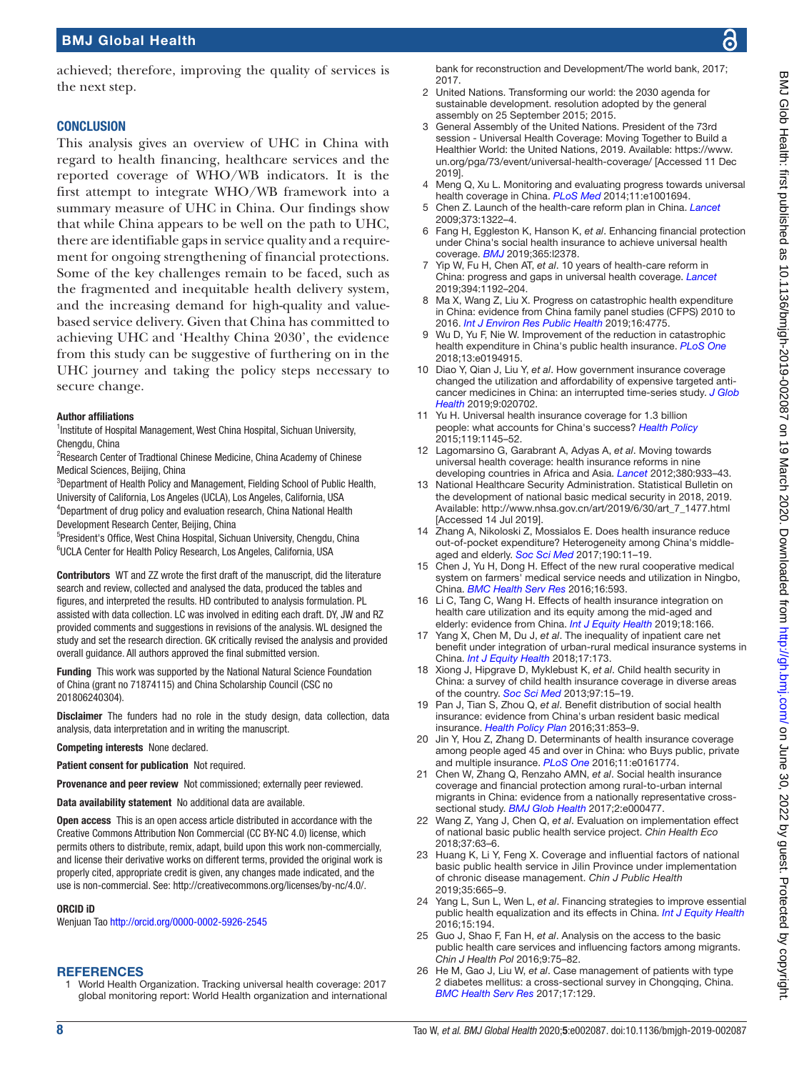achieved; therefore, improving the quality of services is the next step.

## CONCLUSION

This analysis gives an overview of UHC in China with regard to health financing, healthcare services and the reported coverage of WHO/WB indicators. It is the first attempt to integrate WHO/WB framework into a summary measure of UHC in China. Our findings show that while China appears to be well on the path to UHC, there are identifiable gaps in service quality and a requirement for ongoing strengthening of financial protections. Some of the key challenges remain to be faced, such as the fragmented and inequitable health delivery system, and the increasing demand for high-quality and value-based service delivery. Given that China has committed to achieving UHC and 'Healthy China 2030', the evidence from this study can be suggestive of furthering on in the UHC journey and taking the policy steps necessary to secure change.

#### Author affiliations

[1]Institute of Hospital Management, West China Hospital, Sichuan University, Chengdu, China
[2]Research Center of Tradtional Chinese Medicine, China Academy of Chinese Medical Sciences, Beijing, China
[3]Department of Health Policy and Management, Fielding School of Public Health, University of California, Los Angeles (UCLA), Los Angeles, California, USA
[4]Department of drug policy and evaluation research, China National Health Development Research Center, Beijing, China
[5]President's Office, West China Hospital, Sichuan University, Chengdu, China
[6]UCLA Center for Health Policy Research, Los Angeles, California, USA

**Contributors** WT and ZZ wrote the first draft of the manuscript, did the literature search and review, collected and analysed the data, produced the tables and figures, and interpreted the results. HD contributed to analysis formulation. PL assisted with data collection. LC was involved in editing each draft. DY, JW and RZ provided comments and suggestions in revisions of the analysis. WL designed the study and set the research direction. GK critically revised the analysis and provided overall guidance. All authors approved the final submitted version.

**Funding** This work was supported by the National Natural Science Foundation of China (grant no 71874115) and China Scholarship Council (CSC no 201806240304).

**Disclaimer** The funders had no role in the study design, data collection, data analysis, data interpretation and in writing the manuscript.

**Competing interests** None declared.

**Patient consent for publication** Not required.

**Provenance and peer review** Not commissioned; externally peer reviewed.

**Data availability statement** No additional data are available.

**Open access** This is an open access article distributed in accordance with the Creative Commons Attribution Non Commercial (CC BY-NC 4.0) license, which permits others to distribute, remix, adapt, build upon this work non-commercially, and license their derivative works on different terms, provided the original work is properly cited, appropriate credit is given, any changes made indicated, and the use is non-commercial. See: http://creativecommons.org/licenses/by-nc/4.0/.

#### ORCID iD

Wenjuan Tao http://orcid.org/0000-0002-5926-2545

## REFERENCES

1. World Health Organization. Tracking universal health coverage: 2017 global monitoring report: World Health organization and international bank for reconstruction and Development/The world bank, 2017; 2017.
2. United Nations. Transforming our world: the 2030 agenda for sustainable development. resolution adopted by the general assembly on 25 September 2015; 2015.
3. General Assembly of the United Nations. President of the 73rd session - Universal Health Coverage: Moving Together to Build a Healthier World: the United Nations, 2019. Available: https://www.un.org/pga/73/event/universal-health-coverage/ [Accessed 11 Dec 2019].
4. Meng Q, Xu L. Monitoring and evaluating progress towards universal health coverage in China. *PLoS Med* 2014;11:e1001694.
5. Chen Z. Launch of the health-care reform plan in China. *Lancet* 2009;373:1322–4.
6. Fang H, Eggleston K, Hanson K, *et al*. Enhancing financial protection under China's social health insurance to achieve universal health coverage. *BMJ* 2019;365:l2378.
7. Yip W, Fu H, Chen AT, *et al*. 10 years of health-care reform in China: progress and gaps in universal health coverage. *Lancet* 2019;394:1192–204.
8. Ma X, Wang Z, Liu X. Progress on catastrophic health expenditure in China: evidence from China family panel studies (CFPS) 2010 to 2016. *Int J Environ Res Public Health* 2019;16:4775.
9. Wu D, Yu F, Nie W. Improvement of the reduction in catastrophic health expenditure in China's public health insurance. *PLoS One* 2018;13:e0194915.
10. Diao Y, Qian J, Liu Y, *et al*. How government insurance coverage changed the utilization and affordability of expensive targeted anti-cancer medicines in China: an interrupted time-series study. *J Glob Health* 2019;9:020702.
11. Yu H. Universal health insurance coverage for 1.3 billion people: what accounts for China's success? *Health Policy* 2015;119:1145–52.
12. Lagomarsino G, Garabrant A, Adyas A, *et al*. Moving towards universal health coverage: health insurance reforms in nine developing countries in Africa and Asia. *Lancet* 2012;380:933–43.
13. National Healthcare Security Administration. Statistical Bulletin on the development of national basic medical security in 2018, 2019. Available: http://www.nhsa.gov.cn/art/2019/6/30/art_7_1477.html [Accessed 14 Jul 2019].
14. Zhang A, Nikoloski Z, Mossialos E. Does health insurance reduce out-of-pocket expenditure? Heterogeneity among China's middle-aged and elderly. *Soc Sci Med* 2017;190:11–19.
15. Chen J, Yu H, Dong H. Effect of the new rural cooperative medical system on farmers' medical service needs and utilization in Ningbo, China. *BMC Health Serv Res* 2016;16:593.
16. Li C, Tang C, Wang H. Effects of health insurance integration on health care utilization and its equity among the mid-aged and elderly: evidence from China. *Int J Equity Health* 2019;18:166.
17. Yang X, Chen M, Du J, *et al*. The inequality of inpatient care net benefit under integration of urban-rural medical insurance systems in China. *Int J Equity Health* 2018;17:173.
18. Xiong J, Hipgrave D, Myklebust K, *et al*. Child health security in China: a survey of child health insurance coverage in diverse areas of the country. *Soc Sci Med* 2013;97:15–19.
19. Pan J, Tian S, Zhou Q, *et al*. Benefit distribution of social health insurance: evidence from China's urban resident basic medical insurance. *Health Policy Plan* 2016;31:853–9.
20. Jin Y, Hou Z, Zhang D. Determinants of health insurance coverage among people aged 45 and over in China: who Buys public, private and multiple insurance. *PLoS One* 2016;11:e0161774.
21. Chen W, Zhang Q, Renzaho AMN, *et al*. Social health insurance coverage and financial protection among rural-to-urban internal migrants in China: evidence from a nationally representative cross-sectional study. *BMJ Glob Health* 2017;2:e000477.
22. Wang Z, Yang J, Chen Q, *et al*. Evaluation on implementation effect of national basic public health service project. *Chin Health Eco* 2018;37:63–6.
23. Huang K, Li Y, Feng X. Coverage and influential factors of national basic public health service in Jilin Province under implementation of chronic disease management. *Chin J Public Health* 2019;35:665–9.
24. Yang L, Sun L, Wen L, *et al*. Financing strategies to improve essential public health equalization and its effects in China. *Int J Equity Health* 2016;15:194.
25. Guo J, Shao F, Fan H, *et al*. Analysis on the access to the basic public health care services and influencing factors among migrants. *Chin J Health Pol* 2016;9:75–82.
26. He M, Gao J, Liu W, *et al*. Case management of patients with type 2 diabetes mellitus: a cross-sectional survey in Chongqing, China. *BMC Health Serv Res* 2017;17:129.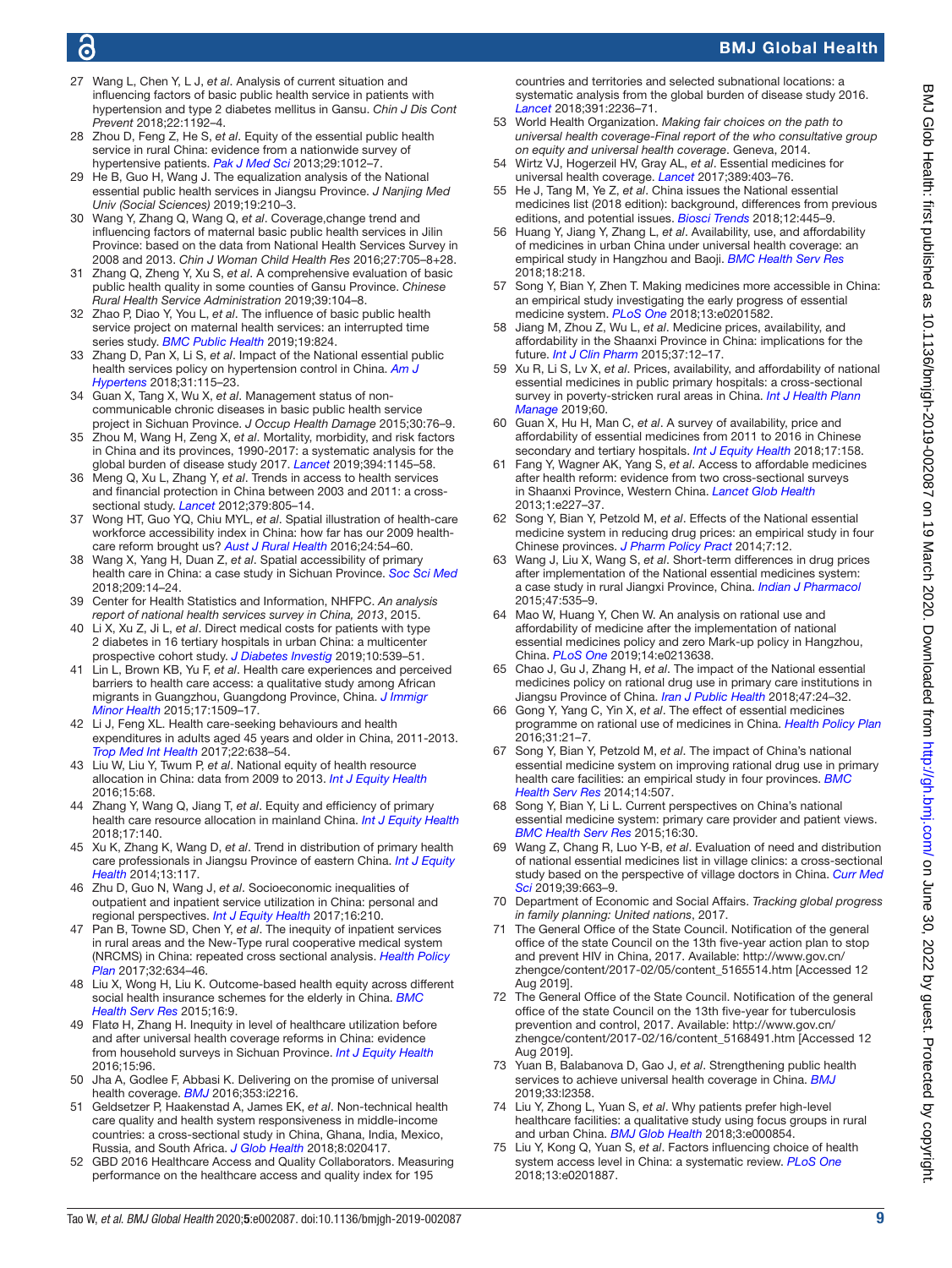27 Wang L, Chen Y, L J, *et al*. Analysis of current situation and influencing factors of basic public health service in patients with hypertension and type 2 diabetes mellitus in Gansu. *Chin J Dis Cont Prevent* 2018;22:1192–4.

28 Zhou D, Feng Z, He S, *et al*. Equity of the essential public health service in rural China: evidence from a nationwide survey of hypertensive patients. *Pak J Med Sci* 2013;29:1012–7.

29 He B, Guo H, Wang J. The equalization analysis of the National essential public health services in Jiangsu Province. *J Nanjing Med Univ (Social Sciences)* 2019;19:210–3.

30 Wang Y, Zhang Q, Wang Q, *et al*. Coverage,change trend and influencing factors of maternal basic public health services in Jilin Province: based on the data from National Health Services Survey in 2008 and 2013. *Chin J Woman Child Health Res* 2016;27:705–8+28.

31 Zhang Q, Zheng Y, Xu S, *et al*. A comprehensive evaluation of basic public health quality in some counties of Gansu Province. *Chinese Rural Health Service Administration* 2019;39:104–8.

32 Zhao P, Diao Y, You L, *et al*. The influence of basic public health service project on maternal health services: an interrupted time series study. *BMC Public Health* 2019;19:824.

33 Zhang D, Pan X, Li S, *et al*. Impact of the National essential public health services policy on hypertension control in China. *Am J Hypertens* 2018;31:115–23.

34 Guan X, Tang X, Wu X, *et al*. Management status of non-communicable chronic diseases in basic public health service project in Sichuan Province. *J Occup Health Damage* 2015;30:76–9.

35 Zhou M, Wang H, Zeng X, *et al*. Mortality, morbidity, and risk factors in China and its provinces, 1990-2017: a systematic analysis for the global burden of disease study 2017. *Lancet* 2019;394:1145–58.

36 Meng Q, Xu L, Zhang Y, *et al*. Trends in access to health services and financial protection in China between 2003 and 2011: a cross-sectional study. *Lancet* 2012;379:805–14.

37 Wong HT, Guo YQ, Chiu MYL, *et al*. Spatial illustration of health-care workforce accessibility index in China: how far has our 2009 health-care reform brought us? *Aust J Rural Health* 2016;24:54–60.

38 Wang X, Yang H, Duan Z, *et al*. Spatial accessibility of primary health care in China: a case study in Sichuan Province. *Soc Sci Med* 2018;209:14–24.

39 Center for Health Statistics and Information, NHFPC. *An analysis report of national health services survey in China, 2013*, 2015.

40 Li X, Xu Z, Ji L, *et al*. Direct medical costs for patients with type 2 diabetes in 16 tertiary hospitals in urban China: a multicenter prospective cohort study. *J Diabetes Investig* 2019;10:539–51.

41 Lin L, Brown KB, Yu F, *et al*. Health care experiences and perceived barriers to health care access: a qualitative study among African migrants in Guangzhou, Guangdong Province, China. *J Immigr Minor Health* 2015;17:1509–17.

42 Li J, Feng XL. Health care-seeking behaviours and health expenditures in adults aged 45 years and older in China, 2011-2013. *Trop Med Int Health* 2017;22:638–54.

43 Liu W, Liu Y, Twum P, *et al*. National equity of health resource allocation in China: data from 2009 to 2013. *Int J Equity Health* 2016;15:68.

44 Zhang Y, Wang Q, Jiang T, *et al*. Equity and efficiency of primary health care resource allocation in mainland China. *Int J Equity Health* 2018;17:140.

45 Xu K, Zhang K, Wang D, *et al*. Trend in distribution of primary health care professionals in Jiangsu Province of eastern China. *Int J Equity Health* 2014;13:117.

46 Zhu D, Guo N, Wang J, *et al*. Socioeconomic inequalities of outpatient and inpatient service utilization in China: personal and regional perspectives. *Int J Equity Health* 2017;16:210.

47 Pan B, Towne SD, Chen Y, *et al*. The inequity of inpatient services in rural areas and the New-Type rural cooperative medical system (NRCMS) in China: repeated cross sectional analysis. *Health Policy Plan* 2017;32:634–46.

48 Liu X, Wong H, Liu K. Outcome-based health equity across different social health insurance schemes for the elderly in China. *BMC Health Serv Res* 2015;16:9.

49 Flatø H, Zhang H. Inequity in level of healthcare utilization before and after universal health coverage reforms in China: evidence from household surveys in Sichuan Province. *Int J Equity Health* 2016;15:96.

50 Jha A, Godlee F, Abbasi K. Delivering on the promise of universal health coverage. *BMJ* 2016;353:i2216.

51 Geldsetzer P, Haakenstad A, James EK, *et al*. Non-technical health care quality and health system responsiveness in middle-income countries: a cross-sectional study in China, Ghana, India, Mexico, Russia, and South Africa. *J Glob Health* 2018;8:020417.

52 GBD 2016 Healthcare Access and Quality Collaborators. Measuring performance on the healthcare access and quality index for 195 countries and territories and selected subnational locations: a systematic analysis from the global burden of disease study 2016. *Lancet* 2018;391:2236–71.

53 World Health Organization. *Making fair choices on the path to universal health coverage-Final report of the who consultative group on equity and universal health coverage*. Geneva, 2014.

54 Wirtz VJ, Hogerzeil HV, Gray AL, *et al*. Essential medicines for universal health coverage. *Lancet* 2017;389:403–76.

55 He J, Tang M, Ye Z, *et al*. China issues the National essential medicines list (2018 edition): background, differences from previous editions, and potential issues. *Biosci Trends* 2018;12:445–9.

56 Huang Y, Jiang Y, Zhang L, *et al*. Availability, use, and affordability of medicines in urban China under universal health coverage: an empirical study in Hangzhou and Baoji. *BMC Health Serv Res* 2018;18:218.

57 Song Y, Bian Y, Zhen T. Making medicines more accessible in China: an empirical study investigating the early progress of essential medicine system. *PLoS One* 2018;13:e0201582.

58 Jiang M, Zhou Z, Wu L, *et al*. Medicine prices, availability, and affordability in the Shaanxi Province in China: implications for the future. *Int J Clin Pharm* 2015;37:12–17.

59 Xu R, Li S, Lv X, *et al*. Prices, availability, and affordability of national essential medicines in public primary hospitals: a cross-sectional survey in poverty-stricken rural areas in China. *Int J Health Plann Manage* 2019;60.

60 Guan X, Hu H, Man C, *et al*. A survey of availability, price and affordability of essential medicines from 2011 to 2016 in Chinese secondary and tertiary hospitals. *Int J Equity Health* 2018;17:158.

61 Fang Y, Wagner AK, Yang S, *et al*. Access to affordable medicines after health reform: evidence from two cross-sectional surveys in Shaanxi Province, Western China. *Lancet Glob Health* 2013;1:e227–37.

62 Song Y, Bian Y, Petzold M, *et al*. Effects of the National essential medicine system in reducing drug prices: an empirical study in four Chinese provinces. *J Pharm Policy Pract* 2014;7:12.

63 Wang J, Liu X, Wang S, *et al*. Short-term differences in drug prices after implementation of the National essential medicines system: a case study in rural Jiangxi Province, China. *Indian J Pharmacol* 2015;47:535–9.

64 Mao W, Huang Y, Chen W. An analysis on rational use and affordability of medicine after the implementation of national essential medicines policy and zero Mark-up policy in Hangzhou, China. *PLoS One* 2019;14:e0213638.

65 Chao J, Gu J, Zhang H, *et al*. The impact of the National essential medicines policy on rational drug use in primary care institutions in Jiangsu Province of China. *Iran J Public Health* 2018;47:24–32.

66 Gong Y, Yang C, Yin X, *et al*. The effect of essential medicines programme on rational use of medicines in China. *Health Policy Plan* 2016;31:21–7.

67 Song Y, Bian Y, Petzold M, *et al*. The impact of China's national essential medicine system on improving rational drug use in primary health care facilities: an empirical study in four provinces. *BMC Health Serv Res* 2014;14:507.

68 Song Y, Bian Y, Li L. Current perspectives on China's national essential medicine system: primary care provider and patient views. *BMC Health Serv Res* 2015;16:30.

69 Wang Z, Chang R, Luo Y-B, *et al*. Evaluation of need and distribution of national essential medicines list in village clinics: a cross-sectional study based on the perspective of village doctors in China. *Curr Med Sci* 2019;39:663–9.

70 Department of Economic and Social Affairs. *Tracking global progress in family planning: United nations*, 2017.

71 The General Office of the State Council. Notification of the general office of the state council on the 13th five-year action plan to stop and prevent HIV in China, 2017. Available: http://www.gov.cn/zhengce/content/2017-02/05/content_5165514.htm [Accessed 12 Aug 2019].

72 The General Office of the State Council. Notification of the general office of the state council on the 13th five-year for tuberculosis prevention and control, 2017. Available: http://www.gov.cn/zhengce/content/2017-02/16/content_5168491.htm [Accessed 12 Aug 2019].

73 Yuan B, Balabanova D, Gao J, *et al*. Strengthening public health services to achieve universal health coverage in China. *BMJ* 2019;33:l2358.

74 Liu Y, Zhong L, Yuan S, *et al*. Why patients prefer high-level healthcare facilities: a qualitative study using focus groups in rural and urban China. *BMJ Glob Health* 2018;3:e000854.

75 Liu Y, Kong Q, Yuan S, *et al*. Factors influencing choice of health system access level in China: a systematic review. *PLoS One* 2018;13:e0201887.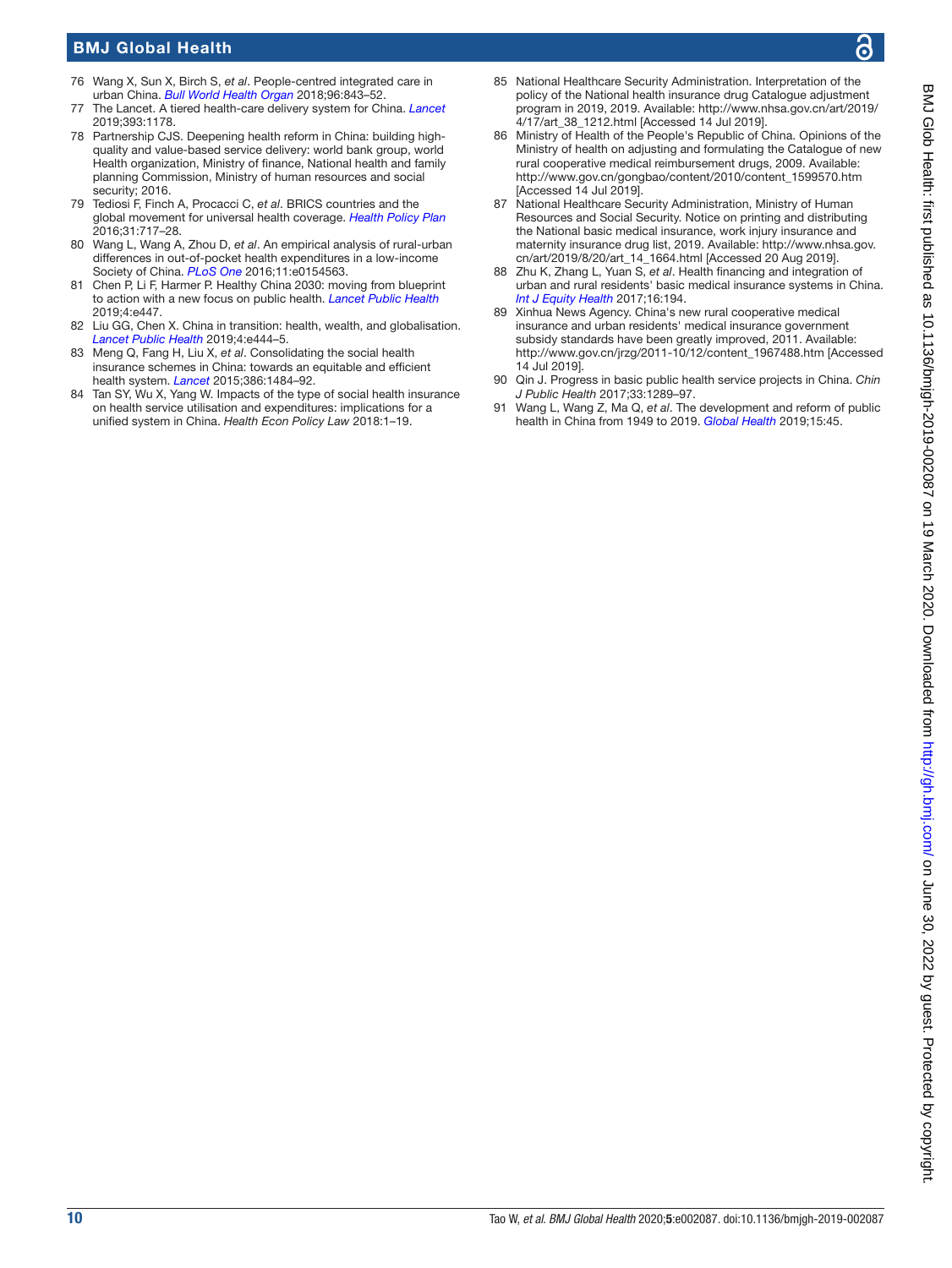76 Wang X, Sun X, Birch S, *et al*. People-centred integrated care in urban China. *Bull World Health Organ* 2018;96:843–52.
77 The Lancet. A tiered health-care delivery system for China. *Lancet* 2019;393:1178.
78 Partnership CJS. Deepening health reform in China: building high-quality and value-based service delivery: world bank group, world Health organization, Ministry of finance, National health and family planning Commission, Ministry of human resources and social security; 2016.
79 Tediosi F, Finch A, Procacci C, *et al*. BRICS countries and the global movement for universal health coverage. *Health Policy Plan* 2016;31:717–28.
80 Wang L, Wang A, Zhou D, *et al*. An empirical analysis of rural-urban differences in out-of-pocket health expenditures in a low-income Society of China. *PLoS One* 2016;11:e0154563.
81 Chen P, Li F, Harmer P. Healthy China 2030: moving from blueprint to action with a new focus on public health. *Lancet Public Health* 2019;4:e447.
82 Liu GG, Chen X. China in transition: health, wealth, and globalisation. *Lancet Public Health* 2019;4:e444–5.
83 Meng Q, Fang H, Liu X, *et al*. Consolidating the social health insurance schemes in China: towards an equitable and efficient health system. *Lancet* 2015;386:1484–92.
84 Tan SY, Wu X, Yang W. Impacts of the type of social health insurance on health service utilisation and expenditures: implications for a unified system in China. *Health Econ Policy Law* 2018:1–19.
85 National Healthcare Security Administration. Interpretation of the policy of the National health insurance drug Catalogue adjustment program in 2019, 2019. Available: http://www.nhsa.gov.cn/art/2019/4/17/art_38_1212.html [Accessed 14 Jul 2019].
86 Ministry of Health of the People's Republic of China. Opinions of the Ministry of health on adjusting and formulating the Catalogue of new rural cooperative medical reimbursement drugs, 2009. Available: http://www.gov.cn/gongbao/content/2010/content_1599570.htm [Accessed 14 Jul 2019].
87 National Healthcare Security Administration, Ministry of Human Resources and Social Security. Notice on printing and distributing the National basic medical insurance, work injury insurance and maternity insurance drug list, 2019. Available: http://www.nhsa.gov.cn/art/2019/8/20/art_14_1664.html [Accessed 20 Aug 2019].
88 Zhu K, Zhang L, Yuan S, *et al*. Health financing and integration of urban and rural residents' basic medical insurance systems in China. *Int J Equity Health* 2017;16:194.
89 Xinhua News Agency. China's new rural cooperative medical insurance and urban residents' medical insurance government subsidy standards have been greatly improved, 2011. Available: http://www.gov.cn/jrzg/2011-10/12/content_1967488.htm [Accessed 14 Jul 2019].
90 Qin J. Progress in basic public health service projects in China. *Chin J Public Health* 2017;33:1289–97.
91 Wang L, Wang Z, Ma Q, *et al*. The development and reform of public health in China from 1949 to 2019. *Global Health* 2019;15:45.